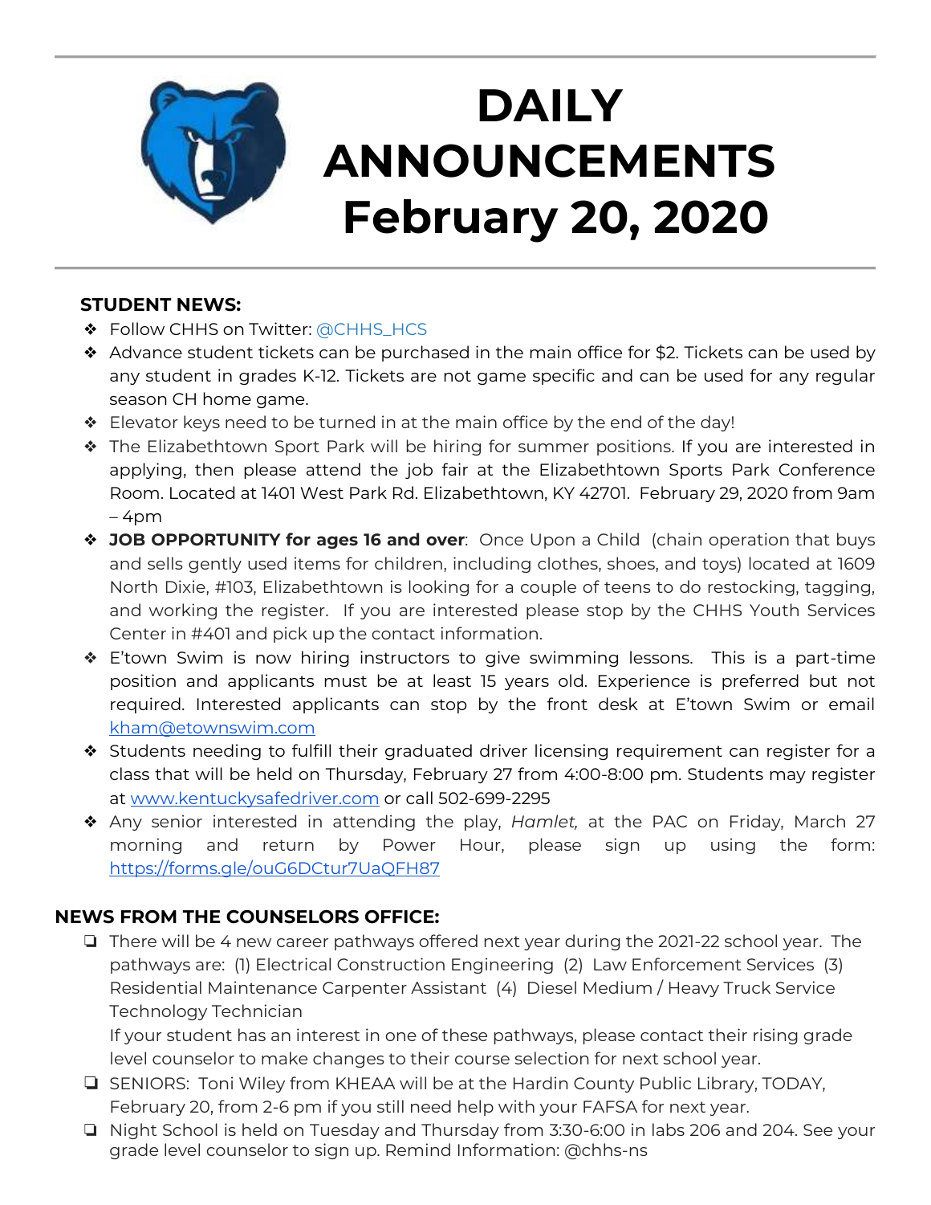# DAILY ANNOUNCEMENTS February 20, 2020

## STUDENT NEWS:

- Follow CHHS on Twitter: @CHHS_HCS
- Advance student tickets can be purchased in the main office for $2. Tickets can be used by any student in grades K-12. Tickets are not game specific and can be used for any regular season CH home game.
- Elevator keys need to be turned in at the main office by the end of the day!
- The Elizabethtown Sport Park will be hiring for summer positions. If you are interested in applying, then please attend the job fair at the Elizabethtown Sports Park Conference Room. Located at 1401 West Park Rd. Elizabethtown, KY 42701. February 29, 2020 from 9am – 4pm
- **JOB OPPORTUNITY for ages 16 and over**: Once Upon a Child (chain operation that buys and sells gently used items for children, including clothes, shoes, and toys) located at 1609 North Dixie, #103, Elizabethtown is looking for a couple of teens to do restocking, tagging, and working the register. If you are interested please stop by the CHHS Youth Services Center in #401 and pick up the contact information.
- E'town Swim is now hiring instructors to give swimming lessons. This is a part-time position and applicants must be at least 15 years old. Experience is preferred but not required. Interested applicants can stop by the front desk at E'town Swim or email kham@etownswim.com
- Students needing to fulfill their graduated driver licensing requirement can register for a class that will be held on Thursday, February 27 from 4:00-8:00 pm. Students may register at www.kentuckysafedriver.com or call 502-699-2295
- Any senior interested in attending the play, *Hamlet,* at the PAC on Friday, March 27 morning and return by Power Hour, please sign up using the form: https://forms.gle/ouG6DCtur7UaQFH87

## NEWS FROM THE COUNSELORS OFFICE:

- There will be 4 new career pathways offered next year during the 2021-22 school year. The pathways are: (1) Electrical Construction Engineering (2) Law Enforcement Services (3) Residential Maintenance Carpenter Assistant (4) Diesel Medium / Heavy Truck Service Technology Technician
  If your student has an interest in one of these pathways, please contact their rising grade level counselor to make changes to their course selection for next school year.
- SENIORS: Toni Wiley from KHEAA will be at the Hardin County Public Library, TODAY, February 20, from 2-6 pm if you still need help with your FAFSA for next year.
- Night School is held on Tuesday and Thursday from 3:30-6:00 in labs 206 and 204. See your grade level counselor to sign up. Remind Information: @chhs-ns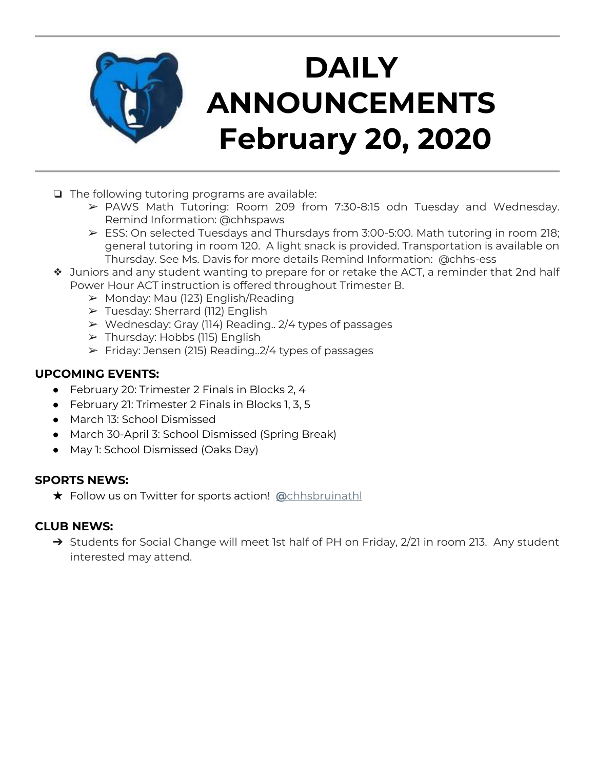# DAILY ANNOUNCEMENTS February 20, 2020

- The following tutoring programs are available:
  - PAWS Math Tutoring: Room 209 from 7:30-8:15 odn Tuesday and Wednesday. Remind Information: @chhspaws
  - ESS: On selected Tuesdays and Thursdays from 3:00-5:00. Math tutoring in room 218; general tutoring in room 120. A light snack is provided. Transportation is available on Thursday. See Ms. Davis for more details Remind Information: @chhs-ess
- Juniors and any student wanting to prepare for or retake the ACT, a reminder that 2nd half Power Hour ACT instruction is offered throughout Trimester B.
  - Monday: Mau (123) English/Reading
  - Tuesday: Sherrard (112) English
  - Wednesday: Gray (114) Reading.. 2/4 types of passages
  - Thursday: Hobbs (115) English
  - Friday: Jensen (215) Reading..2/4 types of passages

**UPCOMING EVENTS:**

- February 20: Trimester 2 Finals in Blocks 2, 4
- February 21: Trimester 2 Finals in Blocks 1, 3, 5
- March 13: School Dismissed
- March 30-April 3: School Dismissed (Spring Break)
- May 1: School Dismissed (Oaks Day)

**SPORTS NEWS:**

- Follow us on Twitter for sports action! @chhsbruinathl

**CLUB NEWS:**

- Students for Social Change will meet 1st half of PH on Friday, 2/21 in room 213. Any student interested may attend.